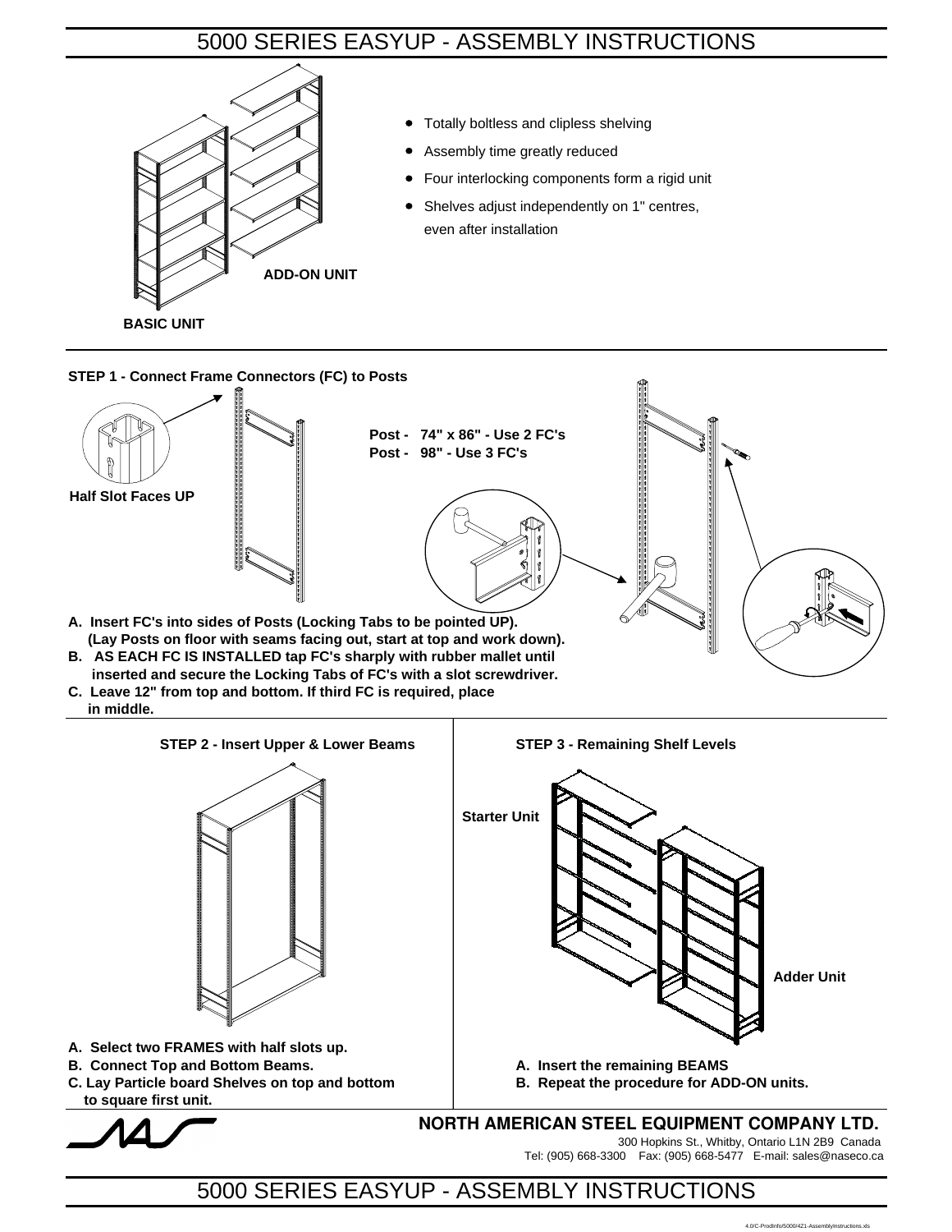# 5000 SERIES EASYUP - ASSEMBLY INSTRUCTIONS

- Totally boltless and clipless shelving
- Assembly time greatly reduced
- Four interlocking components form a rigid unit
- Shelves adjust independently on 1" centres, even after installation

ADD-ON UNIT

BASIC UNIT

**STEP 1 - Connect Frame Connectors (FC) to Posts**

**Half Slot Faces UP**

**Post - 74" x 86" - Use 2 FC's**
**Post - 98" - Use 3 FC's**

**A. Insert FC's into sides of Posts (Locking Tabs to be pointed UP). (Lay Posts on floor with seams facing out, start at top and work down).**
**B. AS EACH FC IS INSTALLED tap FC's sharply with rubber mallet until inserted and secure the Locking Tabs of FC's with a slot screwdriver.**
**C. Leave 12" from top and bottom. If third FC is required, place in middle.**

**STEP 2 - Insert Upper & Lower Beams**

**A. Select two FRAMES with half slots up.**
**B. Connect Top and Bottom Beams.**
**C. Lay Particle board Shelves on top and bottom to square first unit.**

**STEP 3 - Remaining Shelf Levels**

**Starter Unit**

**Adder Unit**

**A. Insert the remaining BEAMS**
**B. Repeat the procedure for ADD-ON units.**

**NORTH AMERICAN STEEL EQUIPMENT COMPANY LTD.**
300 Hopkins St., Whitby, Ontario L1N 2B9 Canada
Tel: (905) 668-3300 Fax: (905) 668-5477 E-mail: sales@naseco.ca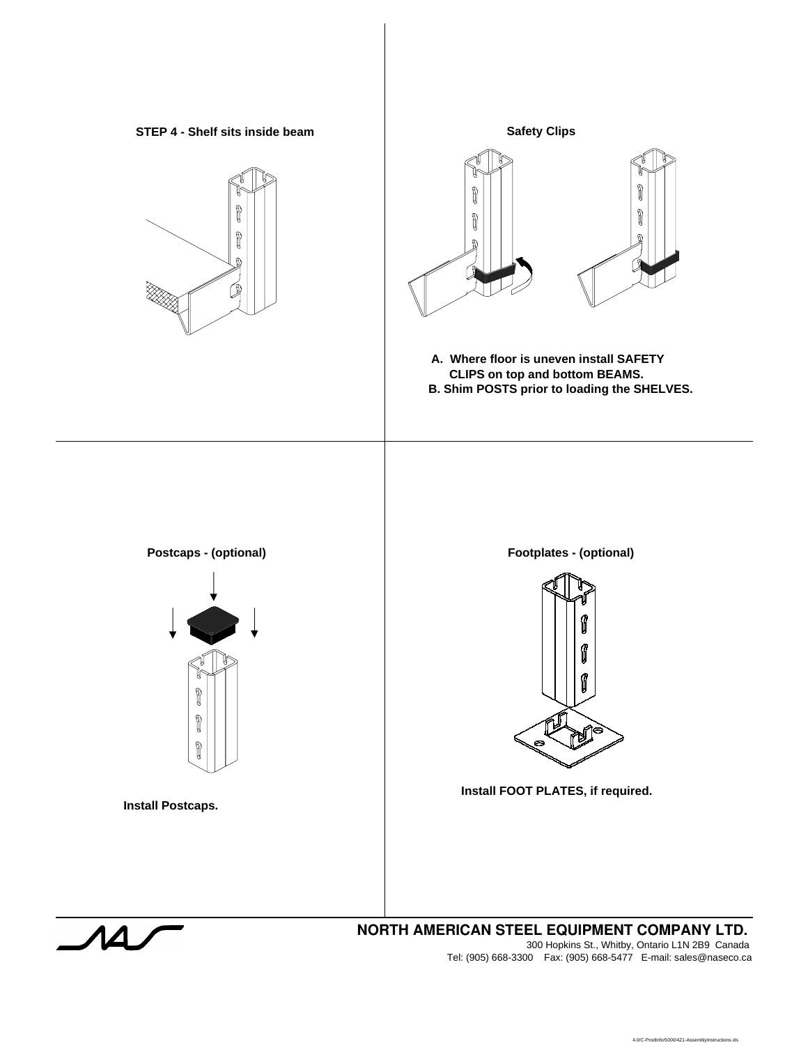**STEP 4 - Shelf sits inside beam**

**Safety Clips**

**A. Where floor is uneven install SAFETY CLIPS on top and bottom BEAMS.**
**B. Shim POSTS prior to loading the SHELVES.**

**Postcaps - (optional)**

**Install Postcaps.**

**Footplates - (optional)**

**Install FOOT PLATES, if required.**

**NORTH AMERICAN STEEL EQUIPMENT COMPANY LTD.**
300 Hopkins St., Whitby, Ontario L1N 2B9 Canada
Tel: (905) 668-3300 Fax: (905) 668-5477 E-mail: sales@naseco.ca